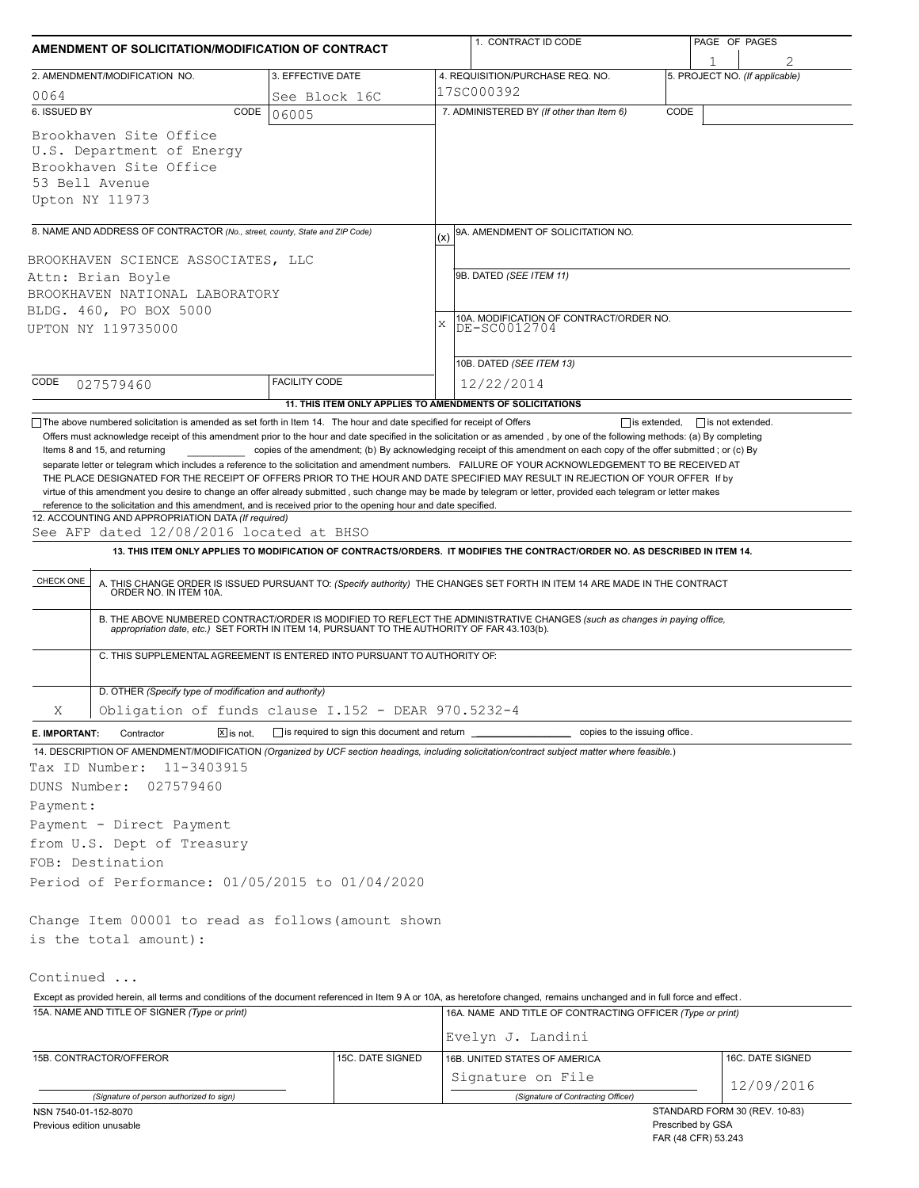# AMENDMENT OF SOLICITATION/MODIFICATION OF CONTRACT

| 1. CONTRACT ID CODE | PAGE OF PAGES |
|---|---|
| | 1 of 2 |

| 2. AMENDMENT/MODIFICATION NO. | 3. EFFECTIVE DATE | 4. REQUISITION/PURCHASE REQ. NO. | 5. PROJECT NO. (If applicable) |
|---|---|---|---|
| 0064 | See Block 16C | 17SC000392 | |

**6. ISSUED BY** CODE 06005

Brookhaven Site Office
U.S. Department of Energy
Brookhaven Site Office
53 Bell Avenue
Upton NY 11973

**7. ADMINISTERED BY** (If other than Item 6) CODE

**8. NAME AND ADDRESS OF CONTRACTOR** (No., street, county, State and ZIP Code)

BROOKHAVEN SCIENCE ASSOCIATES, LLC
Attn: Brian Boyle
BROOKHAVEN NATIONAL LABORATORY
BLDG. 460, PO BOX 5000
UPTON NY 119735000

CODE 027579460 FACILITY CODE

(x) 9A. AMENDMENT OF SOLICITATION NO.

9B. DATED (SEE ITEM 11)

X 10A. MODIFICATION OF CONTRACT/ORDER NO.
DE-SC0012704

10B. DATED (SEE ITEM 13)
12/22/2014

## 11. THIS ITEM ONLY APPLIES TO AMENDMENTS OF SOLICITATIONS

☐ The above numbered solicitation is amended as set forth in Item 14. The hour and date specified for receipt of Offers ☐ is extended, ☐ is not extended.

Offers must acknowledge receipt of this amendment prior to the hour and date specified in the solicitation or as amended, by one of the following methods: (a) By completing Items 8 and 15, and returning __________ copies of the amendment; (b) By acknowledging receipt of this amendment on each copy of the offer submitted ; or (c) By separate letter or telegram which includes a reference to the solicitation and amendment numbers. FAILURE OF YOUR ACKNOWLEDGEMENT TO BE RECEIVED AT THE PLACE DESIGNATED FOR THE RECEIPT OF OFFERS PRIOR TO THE HOUR AND DATE SPECIFIED MAY RESULT IN REJECTION OF YOUR OFFER If by virtue of this amendment you desire to change an offer already submitted, such change may be made by telegram or letter, provided each telegram or letter makes reference to the solicitation and this amendment, and is received prior to the opening hour and date specified.

**12. ACCOUNTING AND APPROPRIATION DATA** (If required)
See AFP dated 12/08/2016 located at BHSO

## 13. THIS ITEM ONLY APPLIES TO MODIFICATION OF CONTRACTS/ORDERS. IT MODIFIES THE CONTRACT/ORDER NO. AS DESCRIBED IN ITEM 14.

| CHECK ONE | |
|---|---|
| | A. THIS CHANGE ORDER IS ISSUED PURSUANT TO: (Specify authority) THE CHANGES SET FORTH IN ITEM 14 ARE MADE IN THE CONTRACT ORDER NO. IN ITEM 10A. |
| | B. THE ABOVE NUMBERED CONTRACT/ORDER IS MODIFIED TO REFLECT THE ADMINISTRATIVE CHANGES (such as changes in paying office, appropriation date, etc.) SET FORTH IN ITEM 14, PURSUANT TO THE AUTHORITY OF FAR 43.103(b). |
| | C. THIS SUPPLEMENTAL AGREEMENT IS ENTERED INTO PURSUANT TO AUTHORITY OF: |
| X | D. OTHER (Specify type of modification and authority) Obligation of funds clause I.152 - DEAR 970.5232-4 |

**E. IMPORTANT:** Contractor ☒ is not, ☐ is required to sign this document and return __________ copies to the issuing office.

**14. DESCRIPTION OF AMENDMENT/MODIFICATION** (Organized by UCF section headings, including solicitation/contract subject matter where feasible.)

Tax ID Number: 11-3403915
DUNS Number: 027579460
Payment:
Payment - Direct Payment
from U.S. Dept of Treasury
FOB: Destination
Period of Performance: 01/05/2015 to 01/04/2020

Change Item 00001 to read as follows(amount shown is the total amount):

Continued ...

Except as provided herein, all terms and conditions of the document referenced in Item 9 A or 10A, as heretofore changed, remains unchanged and in full force and effect.

| 15A. NAME AND TITLE OF SIGNER (Type or print) | | 16A. NAME AND TITLE OF CONTRACTING OFFICER (Type or print) | |
|---|---|---|---|
| | | Evelyn J. Landini | |
| 15B. CONTRACTOR/OFFEROR | 15C. DATE SIGNED | 16B. UNITED STATES OF AMERICA | 16C. DATE SIGNED |
| (Signature of person authorized to sign) | | Signature on File (Signature of Contracting Officer) | 12/09/2016 |

NSN 7540-01-152-8070
Previous edition unusable

STANDARD FORM 30 (REV. 10-83)
Prescribed by GSA
FAR (48 CFR) 53.243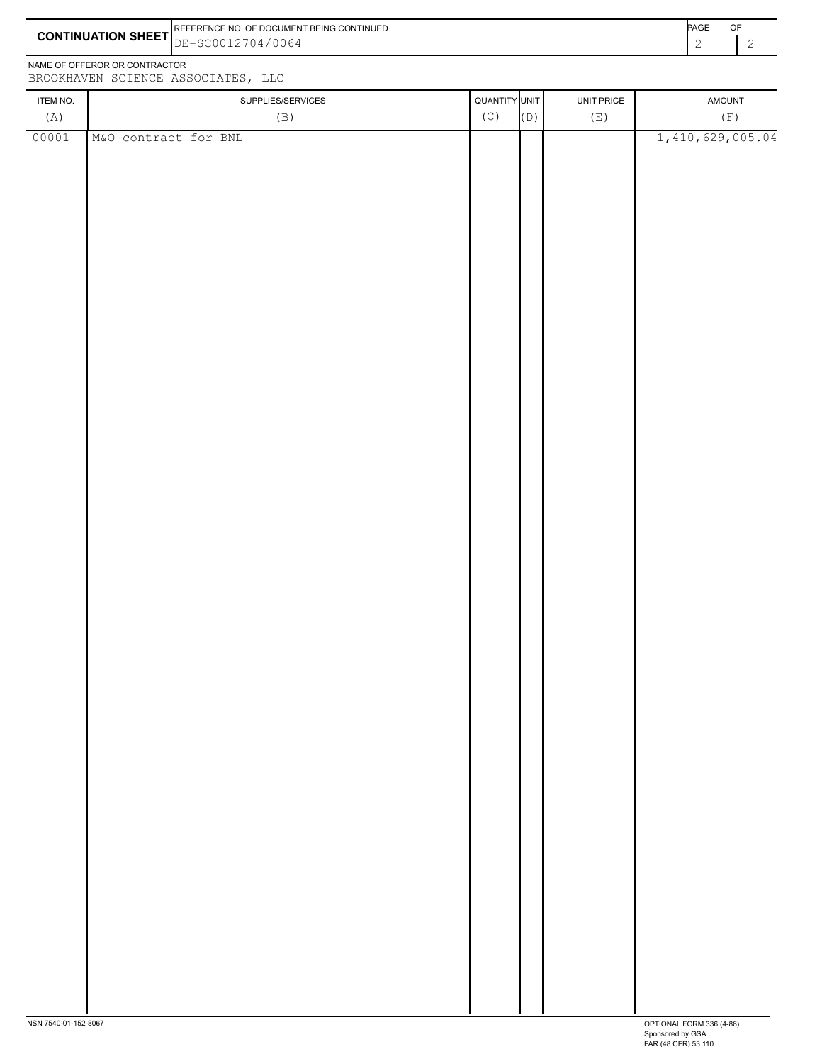**CONTINUATION SHEET**

REFERENCE NO. OF DOCUMENT BEING CONTINUED
DE-SC0012704/0064

NAME OF OFFEROR OR CONTRACTOR
BROOKHAVEN SCIENCE ASSOCIATES, LLC

| ITEM NO. (A) | SUPPLIES/SERVICES (B) | QUANTITY (C) | UNIT (D) | UNIT PRICE (E) | AMOUNT (F) |
|---|---|---|---|---|---|
| 00001 | M&O contract for BNL | | | | 1,410,629,005.04 |

NSN 7540-01-152-8067

OPTIONAL FORM 336 (4-86)
Sponsored by GSA
FAR (48 CFR) 53.110